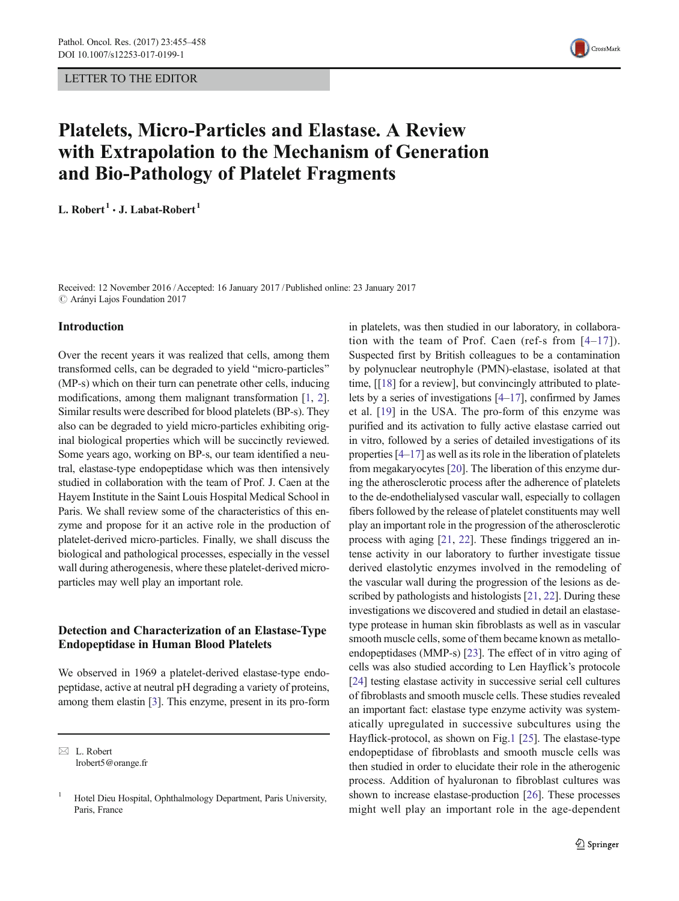LETTER TO THE EDITOR

# Platelets, Micro-Particles and Elastase. A Review with Extrapolation to the Mechanism of Generation and Bio-Pathology of Platelet Fragments

L. Robert [1] · J. Labat-Robert [1]

Received: 12 November 2016 / Accepted: 16 January 2017 / Published online: 23 January 2017
© Arányi Lajos Foundation 2017

## Introduction

Over the recent years it was realized that cells, among them transformed cells, can be degraded to yield "micro-particles" (MP-s) which on their turn can penetrate other cells, inducing modifications, among them malignant transformation [1, 2]. Similar results were described for blood platelets (BP-s). They also can be degraded to yield micro-particles exhibiting original biological properties which will be succinctly reviewed. Some years ago, working on BP-s, our team identified a neutral, elastase-type endopeptidase which was then intensively studied in collaboration with the team of Prof. J. Caen at the Hayem Institute in the Saint Louis Hospital Medical School in Paris. We shall review some of the characteristics of this enzyme and propose for it an active role in the production of platelet-derived micro-particles. Finally, we shall discuss the biological and pathological processes, especially in the vessel wall during atherogenesis, where these platelet-derived micro-particles may well play an important role.

## Detection and Characterization of an Elastase-Type Endopeptidase in Human Blood Platelets

We observed in 1969 a platelet-derived elastase-type endopeptidase, active at neutral pH degrading a variety of proteins, among them elastin [3]. This enzyme, present in its pro-form in platelets, was then studied in our laboratory, in collaboration with the team of Prof. Caen (ref-s from [4–17]). Suspected first by British colleagues to be a contamination by polynuclear neutrophyle (PMN)-elastase, isolated at that time, [[18] for a review], but convincingly attributed to platelets by a series of investigations [4–17], confirmed by James et al. [19] in the USA. The pro-form of this enzyme was purified and its activation to fully active elastase carried out in vitro, followed by a series of detailed investigations of its properties [4–17] as well as its role in the liberation of platelets from megakaryocytes [20]. The liberation of this enzyme during the atherosclerotic process after the adherence of platelets to the de-endothelialysed vascular wall, especially to collagen fibers followed by the release of platelet constituents may well play an important role in the progression of the atherosclerotic process with aging [21, 22]. These findings triggered an intense activity in our laboratory to further investigate tissue derived elastolytic enzymes involved in the remodeling of the vascular wall during the progression of the lesions as described by pathologists and histologists [21, 22]. During these investigations we discovered and studied in detail an elastase-type protease in human skin fibroblasts as well as in vascular smooth muscle cells, some of them became known as metallo-endopeptidases (MMP-s) [23]. The effect of in vitro aging of cells was also studied according to Len Hayflick's protocole [24] testing elastase activity in successive serial cell cultures of fibroblasts and smooth muscle cells. These studies revealed an important fact: elastase type enzyme activity was systematically upregulated in successive subcultures using the Hayflick-protocol, as shown on Fig.1 [25]. The elastase-type endopeptidase of fibroblasts and smooth muscle cells was then studied in order to elucidate their role in the atherogenic process. Addition of hyaluronan to fibroblast cultures was shown to increase elastase-production [26]. These processes might well play an important role in the age-dependent

✉ L. Robert
lrobert5@orange.fr

[1] Hotel Dieu Hospital, Ophthalmology Department, Paris University, Paris, France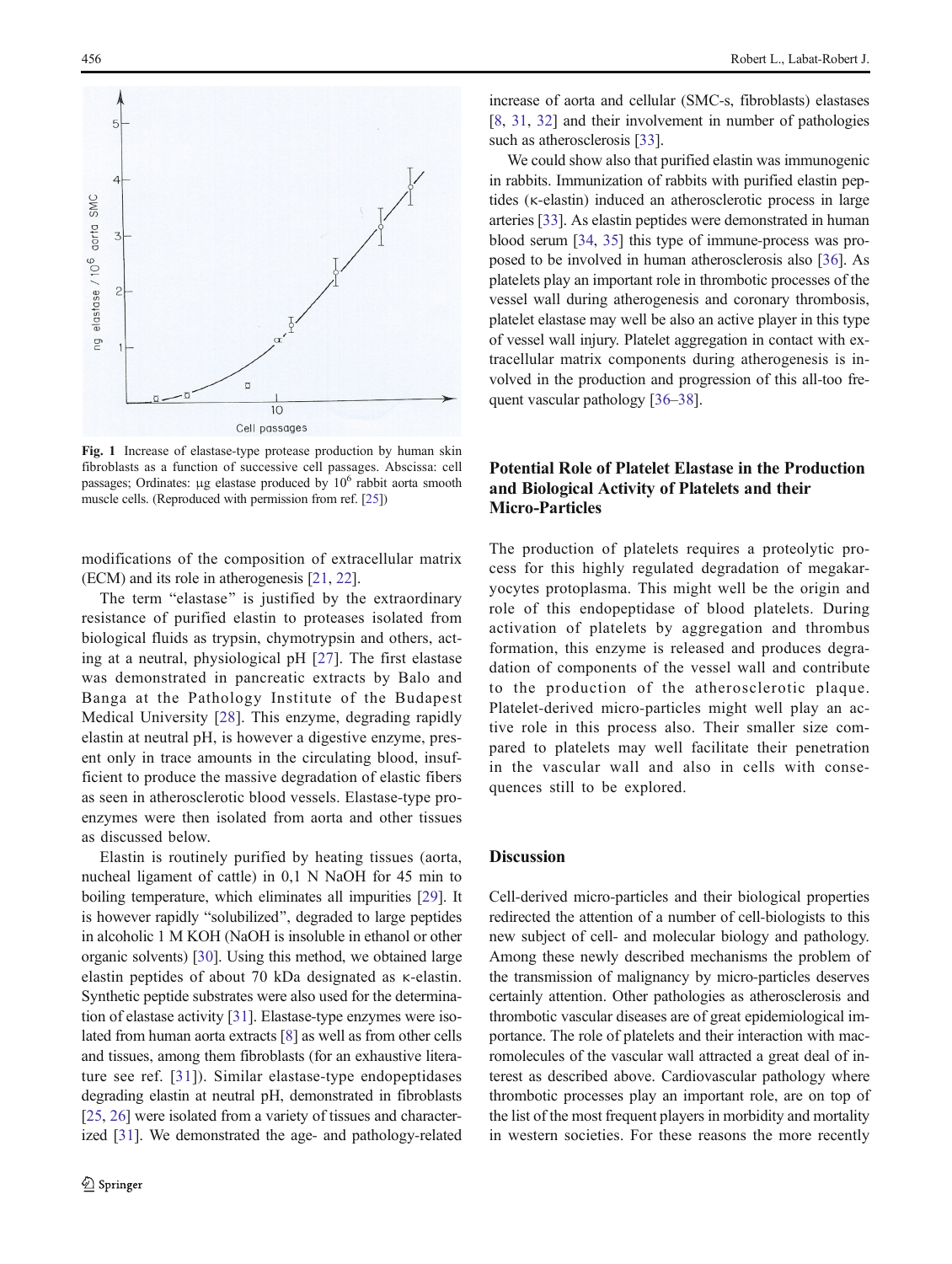Fig. 1 Increase of elastase-type protease production by human skin fibroblasts as a function of successive cell passages. Abscissa: cell passages; Ordinates: μg elastase produced by $10^6$ rabbit aorta smooth muscle cells. (Reproduced with permission from ref. [25])

modifications of the composition of extracellular matrix (ECM) and its role in atherogenesis [21, 22].

The term "elastase" is justified by the extraordinary resistance of purified elastin to proteases isolated from biological fluids as trypsin, chymotrypsin and others, acting at a neutral, physiological pH [27]. The first elastase was demonstrated in pancreatic extracts by Balo and Banga at the Pathology Institute of the Budapest Medical University [28]. This enzyme, degrading rapidly elastin at neutral pH, is however a digestive enzyme, present only in trace amounts in the circulating blood, insufficient to produce the massive degradation of elastic fibers as seen in atherosclerotic blood vessels. Elastase-type proenzymes were then isolated from aorta and other tissues as discussed below.

Elastin is routinely purified by heating tissues (aorta, nucheal ligament of cattle) in 0,1 N NaOH for 45 min to boiling temperature, which eliminates all impurities [29]. It is however rapidly "solubilized", degraded to large peptides in alcoholic 1 M KOH (NaOH is insoluble in ethanol or other organic solvents) [30]. Using this method, we obtained large elastin peptides of about 70 kDa designated as κ-elastin. Synthetic peptide substrates were also used for the determination of elastase activity [31]. Elastase-type enzymes were isolated from human aorta extracts [8] as well as from other cells and tissues, among them fibroblasts (for an exhaustive literature see ref. [31]). Similar elastase-type endopeptidases degrading elastin at neutral pH, demonstrated in fibroblasts [25, 26] were isolated from a variety of tissues and characterized [31]. We demonstrated the age- and pathology-related increase of aorta and cellular (SMC-s, fibroblasts) elastases [8, 31, 32] and their involvement in number of pathologies such as atherosclerosis [33].

We could show also that purified elastin was immunogenic in rabbits. Immunization of rabbits with purified elastin peptides (κ-elastin) induced an atherosclerotic process in large arteries [33]. As elastin peptides were demonstrated in human blood serum [34, 35] this type of immune-process was proposed to be involved in human atherosclerosis also [36]. As platelets play an important role in thrombotic processes of the vessel wall during atherogenesis and coronary thrombosis, platelet elastase may well be also an active player in this type of vessel wall injury. Platelet aggregation in contact with extracellular matrix components during atherogenesis is involved in the production and progression of this all-too frequent vascular pathology [36–38].

## Potential Role of Platelet Elastase in the Production and Biological Activity of Platelets and their Micro-Particles

The production of platelets requires a proteolytic process for this highly regulated degradation of megakaryocytes protoplasma. This might well be the origin and role of this endopeptidase of blood platelets. During activation of platelets by aggregation and thrombus formation, this enzyme is released and produces degradation of components of the vessel wall and contribute to the production of the atherosclerotic plaque. Platelet-derived micro-particles might well play an active role in this process also. Their smaller size compared to platelets may well facilitate their penetration in the vascular wall and also in cells with consequences still to be explored.

## Discussion

Cell-derived micro-particles and their biological properties redirected the attention of a number of cell-biologists to this new subject of cell- and molecular biology and pathology. Among these newly described mechanisms the problem of the transmission of malignancy by micro-particles deserves certainly attention. Other pathologies as atherosclerosis and thrombotic vascular diseases are of great epidemiological importance. The role of platelets and their interaction with macromolecules of the vascular wall attracted a great deal of interest as described above. Cardiovascular pathology where thrombotic processes play an important role, are on top of the list of the most frequent players in morbidity and mortality in western societies. For these reasons the more recently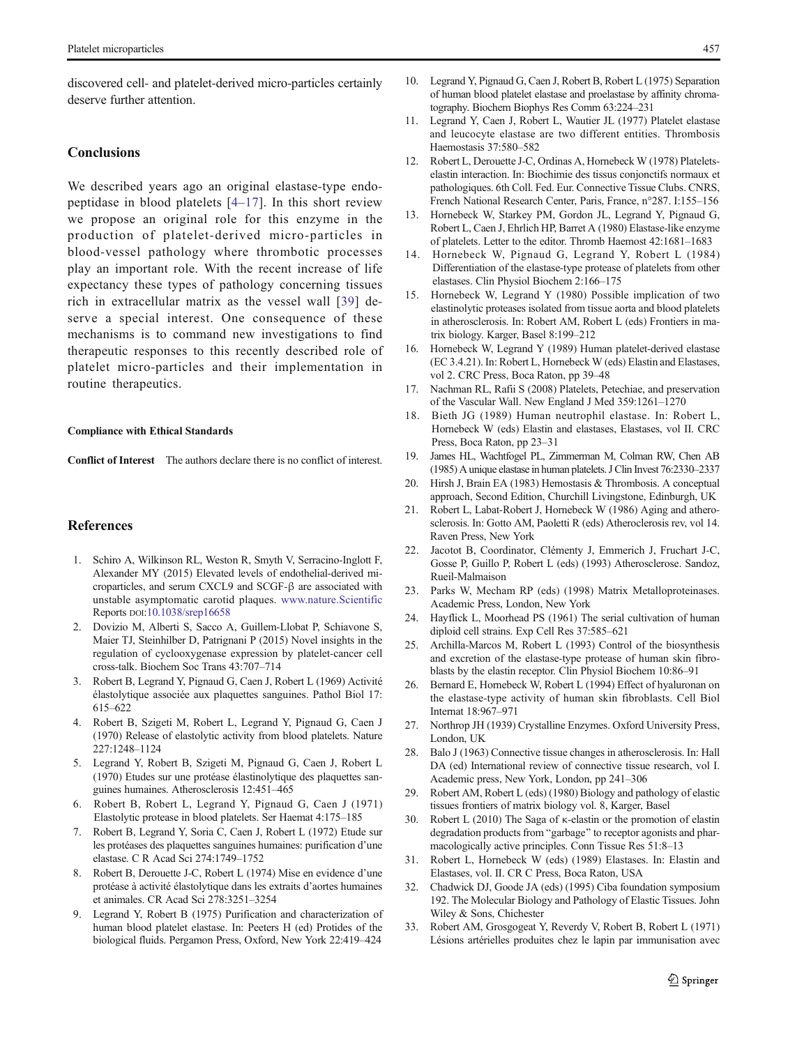discovered cell- and platelet-derived micro-particles certainly deserve further attention.

## Conclusions

We described years ago an original elastase-type endopeptidase in blood platelets [4–17]. In this short review we propose an original role for this enzyme in the production of platelet-derived micro-particles in blood-vessel pathology where thrombotic processes play an important role. With the recent increase of life expectancy these types of pathology concerning tissues rich in extracellular matrix as the vessel wall [39] deserve a special interest. One consequence of these mechanisms is to command new investigations to find therapeutic responses to this recently described role of platelet micro-particles and their implementation in routine therapeutics.

**Compliance with Ethical Standards**

**Conflict of Interest** The authors declare there is no conflict of interest.

## References

1. Schiro A, Wilkinson RL, Weston R, Smyth V, Serracino-Inglott F, Alexander MY (2015) Elevated levels of endothelial-derived microparticles, and serum CXCL9 and SCGF-β are associated with unstable asymptomatic carotid plaques. www.nature.Scientific Reports DOI:10.1038/srep16658
2. Dovizio M, Alberti S, Sacco A, Guillem-Llobat P, Schiavone S, Maier TJ, Steinhilber D, Patrignani P (2015) Novel insights in the regulation of cyclooxygenase expression by platelet-cancer cell cross-talk. Biochem Soc Trans 43:707–714
3. Robert B, Legrand Y, Pignaud G, Caen J, Robert L (1969) Activité élastolytique associée aux plaquettes sanguines. Pathol Biol 17: 615–622
4. Robert B, Szigeti M, Robert L, Legrand Y, Pignaud G, Caen J (1970) Release of elastolytic activity from blood platelets. Nature 227:1248–1124
5. Legrand Y, Robert B, Szigeti M, Pignaud G, Caen J, Robert L (1970) Etudes sur une protéase élastinolytique des plaquettes sanguines humaines. Atherosclerosis 12:451–465
6. Robert B, Robert L, Legrand Y, Pignaud G, Caen J (1971) Elastolytic protease in blood platelets. Ser Haemat 4:175–185
7. Robert B, Legrand Y, Soria C, Caen J, Robert L (1972) Etude sur les protéases des plaquettes sanguines humaines: purification d'une elastase. C R Acad Sci 274:1749–1752
8. Robert B, Derouette J-C, Robert L (1974) Mise en evidence d'une protéase à activité élastolytique dans les extraits d'aortes humaines et animales. CR Acad Sci 278:3251–3254
9. Legrand Y, Robert B (1975) Purification and characterization of human blood platelet elastase. In: Peeters H (ed) Protides of the biological fluids. Pergamon Press, Oxford, New York 22:419–424
10. Legrand Y, Pignaud G, Caen J, Robert B, Robert L (1975) Separation of human blood platelet elastase and proelastase by affinity chromatography. Biochem Biophys Res Comm 63:224–231
11. Legrand Y, Caen J, Robert L, Wautier JL (1977) Platelet elastase and leucocyte elastase are two different entities. Thrombosis Haemostasis 37:580–582
12. Robert L, Derouette J-C, Ordinas A, Hornebeck W (1978) Platelets-elastin interaction. In: Biochimie des tissus conjonctifs normaux et pathologiques. 6th Coll. Fed. Eur. Connective Tissue Clubs. CNRS, French National Research Center, Paris, France, n°287. I:155–156
13. Hornebeck W, Starkey PM, Gordon JL, Legrand Y, Pignaud G, Robert L, Caen J, Ehrlich HP, Barret A (1980) Elastase-like enzyme of platelets. Letter to the editor. Thromb Haemost 42:1681–1683
14. Hornebeck W, Pignaud G, Legrand Y, Robert L (1984) Differentiation of the elastase-type protease of platelets from other elastases. Clin Physiol Biochem 2:166–175
15. Hornebeck W, Legrand Y (1980) Possible implication of two elastinolytic proteases isolated from tissue aorta and blood platelets in atherosclerosis. In: Robert AM, Robert L (eds) Frontiers in matrix biology. Karger, Basel 8:199–212
16. Hornebeck W, Legrand Y (1989) Human platelet-derived elastase (EC 3.4.21). In: Robert L, Hornebeck W (eds) Elastin and Elastases, vol 2. CRC Press, Boca Raton, pp 39–48
17. Nachman RL, Rafii S (2008) Platelets, Petechiae, and preservation of the Vascular Wall. New England J Med 359:1261–1270
18. Bieth JG (1989) Human neutrophil elastase. In: Robert L, Hornebeck W (eds) Elastin and elastases, Elastases, vol II. CRC Press, Boca Raton, pp 23–31
19. James HL, Wachtfogel PL, Zimmerman M, Colman RW, Chen AB (1985) A unique elastase in human platelets. J Clin Invest 76:2330–2337
20. Hirsh J, Brain EA (1983) Hemostasis & Thrombosis. A conceptual approach, Second Edition, Churchill Livingstone, Edinburgh, UK
21. Robert L, Labat-Robert J, Hornebeck W (1986) Aging and atherosclerosis. In: Gotto AM, Paoletti R (eds) Atheroclerosis rev, vol 14. Raven Press, New York
22. Jacotot B, Coordinator, Clémenty J, Emmerich J, Fruchart J-C, Gosse P, Guillo P, Robert L (eds) (1993) Atherosclerose. Sandoz, Rueil-Malmaison
23. Parks W, Mecham RP (eds) (1998) Matrix Metalloproteinases. Academic Press, London, New York
24. Hayflick L, Moorhead PS (1961) The serial cultivation of human diploid cell strains. Exp Cell Res 37:585–621
25. Archilla-Marcos M, Robert L (1993) Control of the biosynthesis and excretion of the elastase-type protease of human skin fibroblasts by the elastin receptor. Clin Physiol Biochem 10:86–91
26. Bernard E, Hornebeck W, Robert L (1994) Effect of hyaluronan on the elastase-type activity of human skin fibroblasts. Cell Biol Internat 18:967–971
27. Northrop JH (1939) Crystalline Enzymes. Oxford University Press, London, UK
28. Balo J (1963) Connective tissue changes in atherosclerosis. In: Hall DA (ed) International review of connective tissue research, vol I. Academic press, New York, London, pp 241–306
29. Robert AM, Robert L (eds) (1980) Biology and pathology of elastic tissues frontiers of matrix biology vol. 8, Karger, Basel
30. Robert L (2010) The Saga of κ-elastin or the promotion of elastin degradation products from "garbage" to receptor agonists and pharmacologically active principles. Conn Tissue Res 51:8–13
31. Robert L, Hornebeck W (eds) (1989) Elastases. In: Elastin and Elastases, vol. II. CR C Press, Boca Raton, USA
32. Chadwick DJ, Goode JA (eds) (1995) Ciba foundation symposium 192. The Molecular Biology and Pathology of Elastic Tissues. John Wiley & Sons, Chichester
33. Robert AM, Grosgogeat Y, Reverdy V, Robert B, Robert L (1971) Lésions artérielles produites chez le lapin par immunisation avec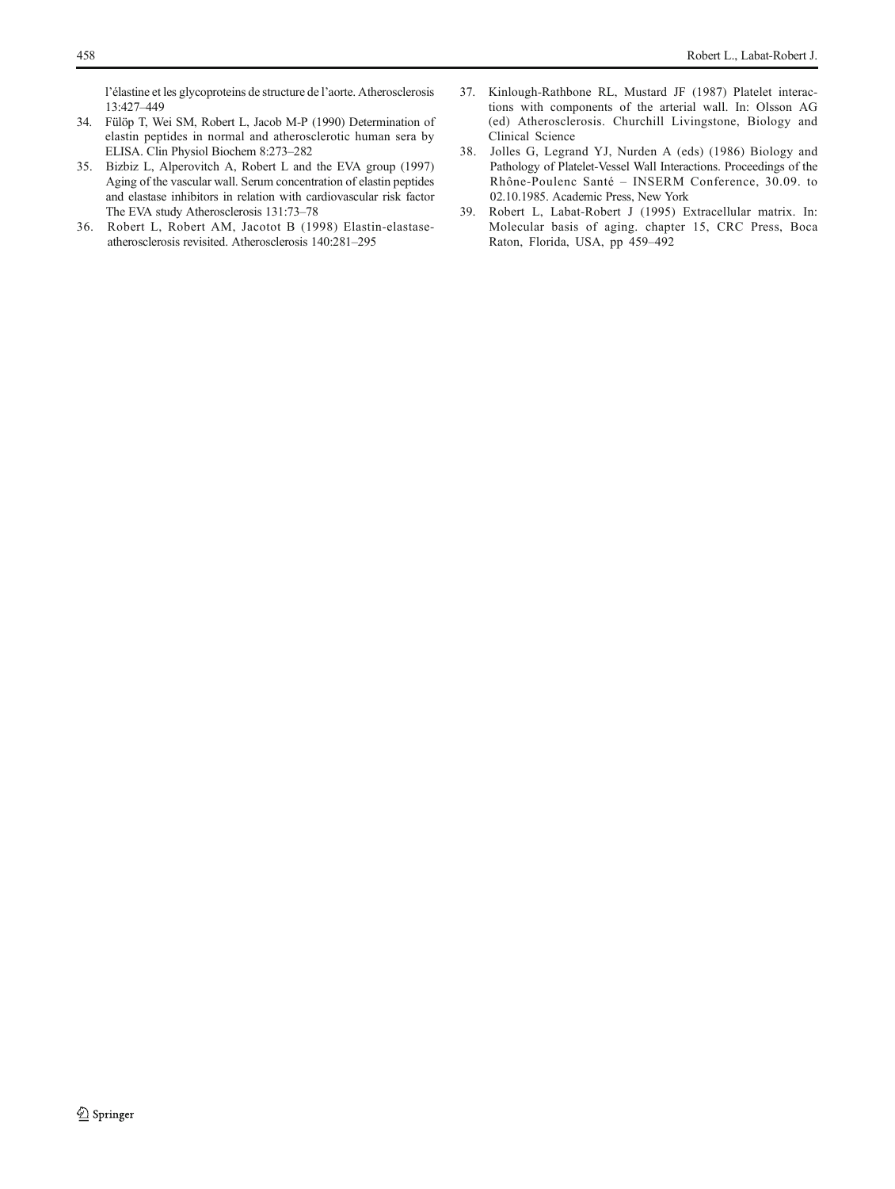l'élastine et les glycoproteins de structure de l'aorte. Atherosclerosis 13:427–449

34. Fülöp T, Wei SM, Robert L, Jacob M-P (1990) Determination of elastin peptides in normal and atherosclerotic human sera by ELISA. Clin Physiol Biochem 8:273–282
35. Bizbiz L, Alperovitch A, Robert L and the EVA group (1997) Aging of the vascular wall. Serum concentration of elastin peptides and elastase inhibitors in relation with cardiovascular risk factor The EVA study Atherosclerosis 131:73–78
36. Robert L, Robert AM, Jacotot B (1998) Elastin-elastase-atherosclerosis revisited. Atherosclerosis 140:281–295
37. Kinlough-Rathbone RL, Mustard JF (1987) Platelet interactions with components of the arterial wall. In: Olsson AG (ed) Atherosclerosis. Churchill Livingstone, Biology and Clinical Science
38. Jolles G, Legrand YJ, Nurden A (eds) (1986) Biology and Pathology of Platelet-Vessel Wall Interactions. Proceedings of the Rhône-Poulenc Santé – INSERM Conference, 30.09. to 02.10.1985. Academic Press, New York
39. Robert L, Labat-Robert J (1995) Extracellular matrix. In: Molecular basis of aging. chapter 15, CRC Press, Boca Raton, Florida, USA, pp 459–492